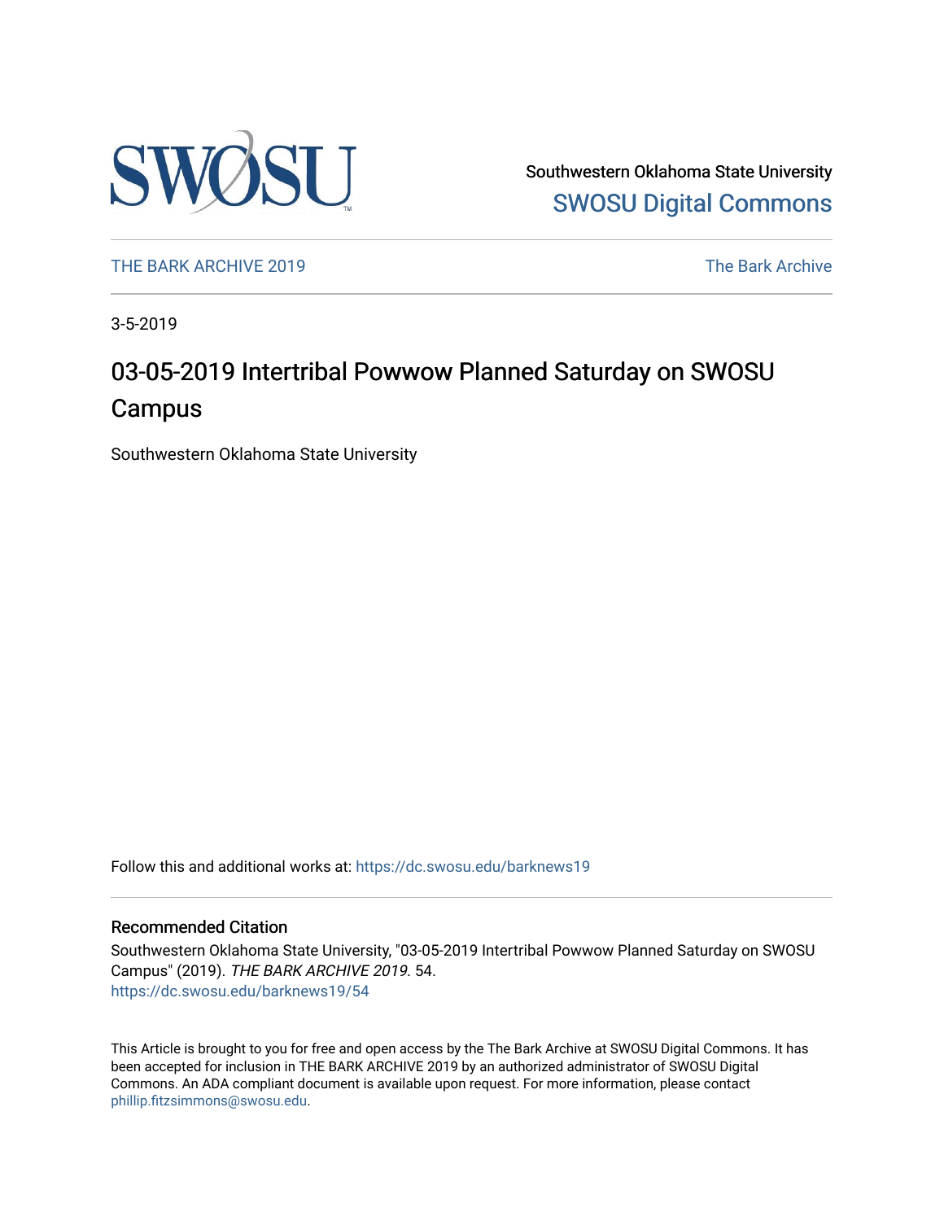Southwestern Oklahoma State University
SWOSU Digital Commons

THE BARK ARCHIVE 2019 | The Bark Archive

3-5-2019

# 03-05-2019 Intertribal Powwow Planned Saturday on SWOSU Campus

Southwestern Oklahoma State University

Follow this and additional works at: https://dc.swosu.edu/barknews19

## Recommended Citation

Southwestern Oklahoma State University, "03-05-2019 Intertribal Powwow Planned Saturday on SWOSU Campus" (2019). *THE BARK ARCHIVE 2019*. 54.
https://dc.swosu.edu/barknews19/54

This Article is brought to you for free and open access by the The Bark Archive at SWOSU Digital Commons. It has been accepted for inclusion in THE BARK ARCHIVE 2019 by an authorized administrator of SWOSU Digital Commons. An ADA compliant document is available upon request. For more information, please contact phillip.fitzsimmons@swosu.edu.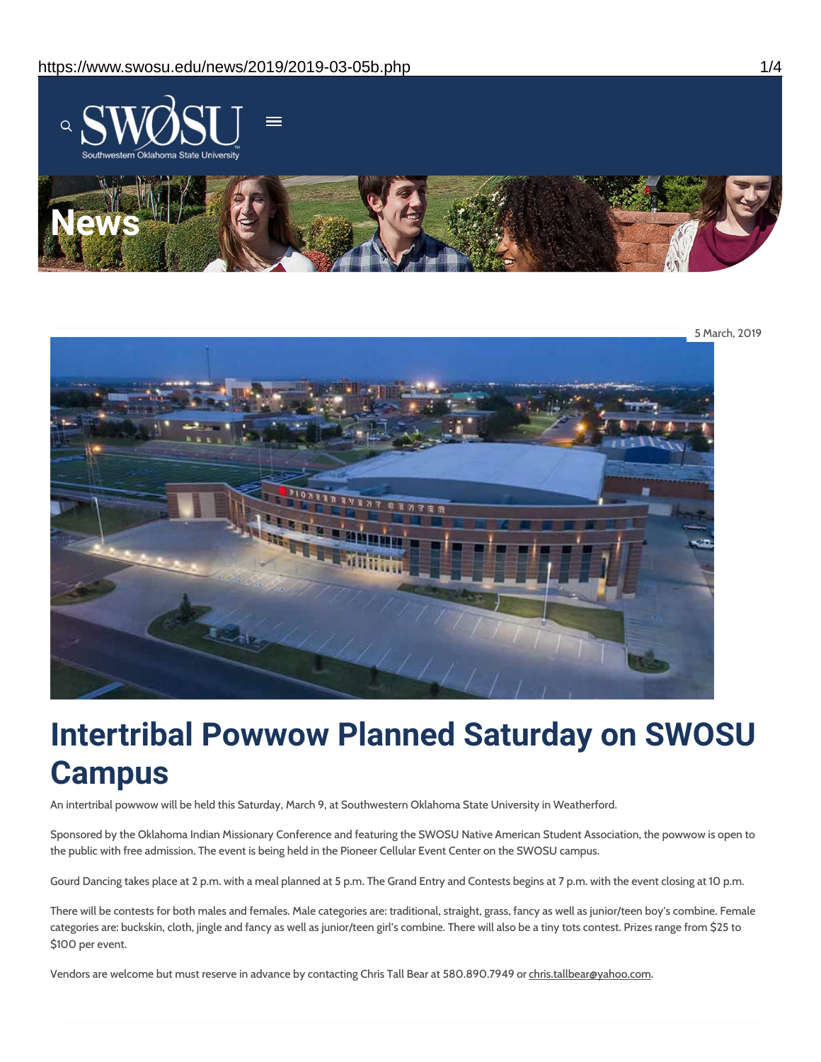# News

5 March, 2019

# Intertribal Powwow Planned Saturday on SWOSU Campus

An intertribal powwow will be held this Saturday, March 9, at Southwestern Oklahoma State University in Weatherford.

Sponsored by the Oklahoma Indian Missionary Conference and featuring the SWOSU Native American Student Association, the powwow is open to the public with free admission. The event is being held in the Pioneer Cellular Event Center on the SWOSU campus.

Gourd Dancing takes place at 2 p.m. with a meal planned at 5 p.m. The Grand Entry and Contests begins at 7 p.m. with the event closing at 10 p.m.

There will be contests for both males and females. Male categories are: traditional, straight, grass, fancy as well as junior/teen boy's combine. Female categories are: buckskin, cloth, jingle and fancy as well as junior/teen girl's combine. There will also be a tiny tots contest. Prizes range from $25 to $100 per event.

Vendors are welcome but must reserve in advance by contacting Chris Tall Bear at 580.890.7949 or chris.tallbear@yahoo.com.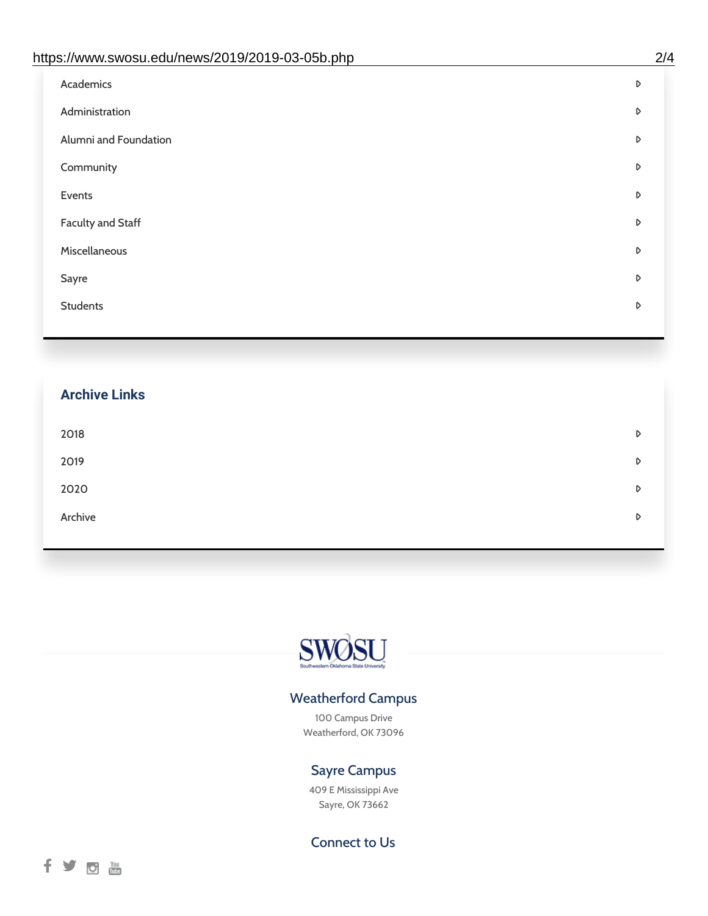- Academics
- Administration
- Alumni and Foundation
- Community
- Events
- Faculty and Staff
- Miscellaneous
- Sayre
- Students

## Archive Links

- 2018
- 2019
- 2020
- Archive

SWOSU
Southwestern Oklahoma State University

### Weatherford Campus

100 Campus Drive
Weatherford, OK 73096

### Sayre Campus

409 E Mississippi Ave
Sayre, OK 73662

### Connect to Us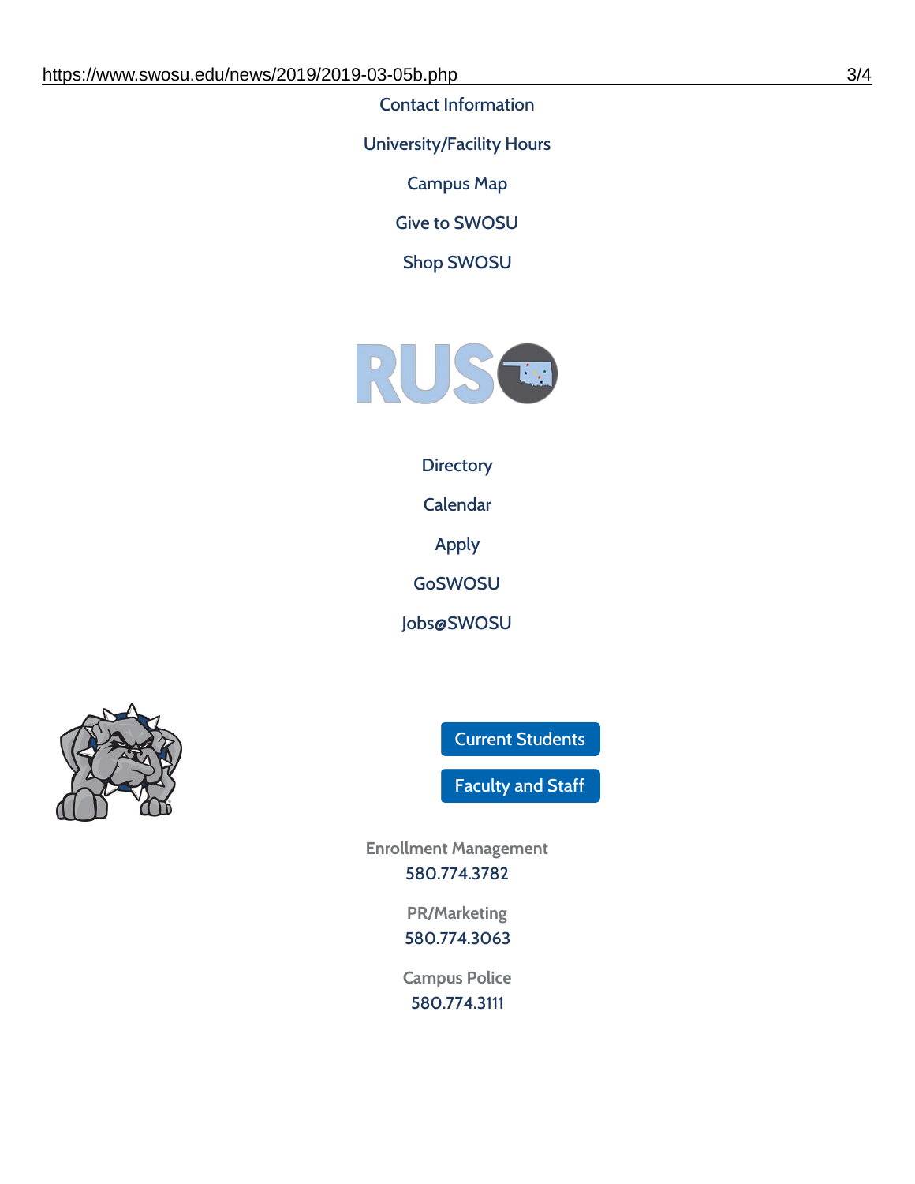Contact Information

University/Facility Hours

Campus Map

Give to SWOSU

Shop SWOSU

Directory

Calendar

Apply

GoSWOSU

Jobs@SWOSU

Current Students

Faculty and Staff

Enrollment Management
580.774.3782

PR/Marketing
580.774.3063

Campus Police
580.774.3111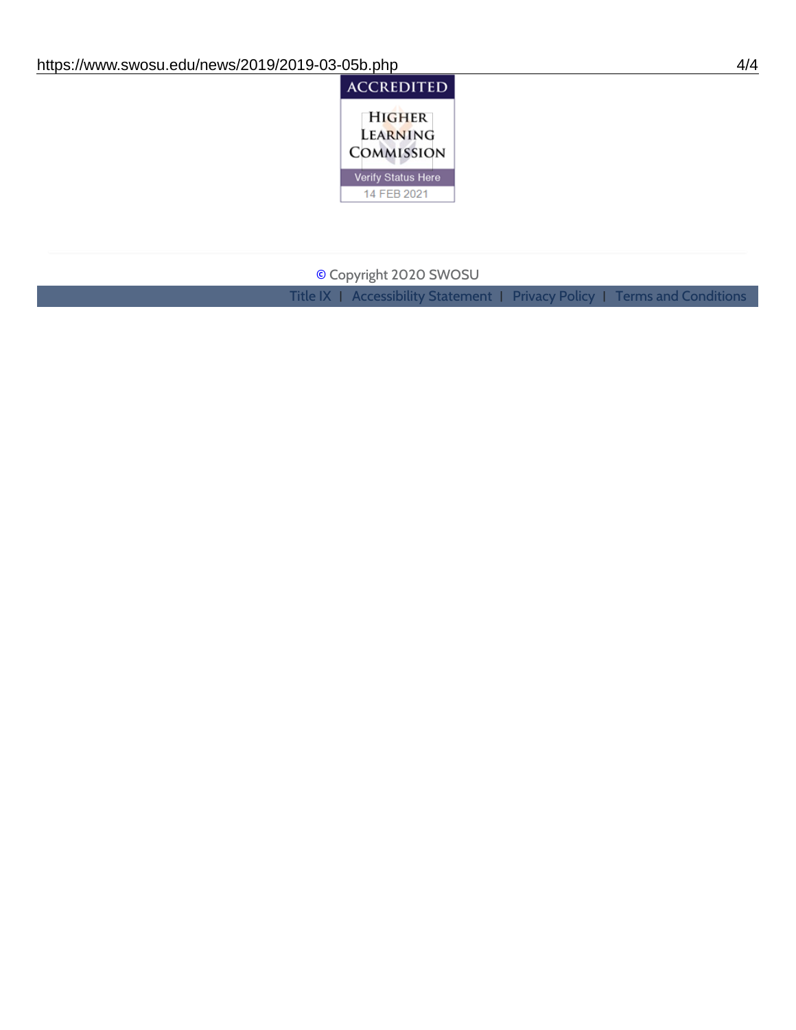ACCREDITED

HIGHER LEARNING COMMISSION

Verify Status Here

14 FEB 2021

© Copyright 2020 SWOSU

Title IX | Accessibility Statement | Privacy Policy | Terms and Conditions